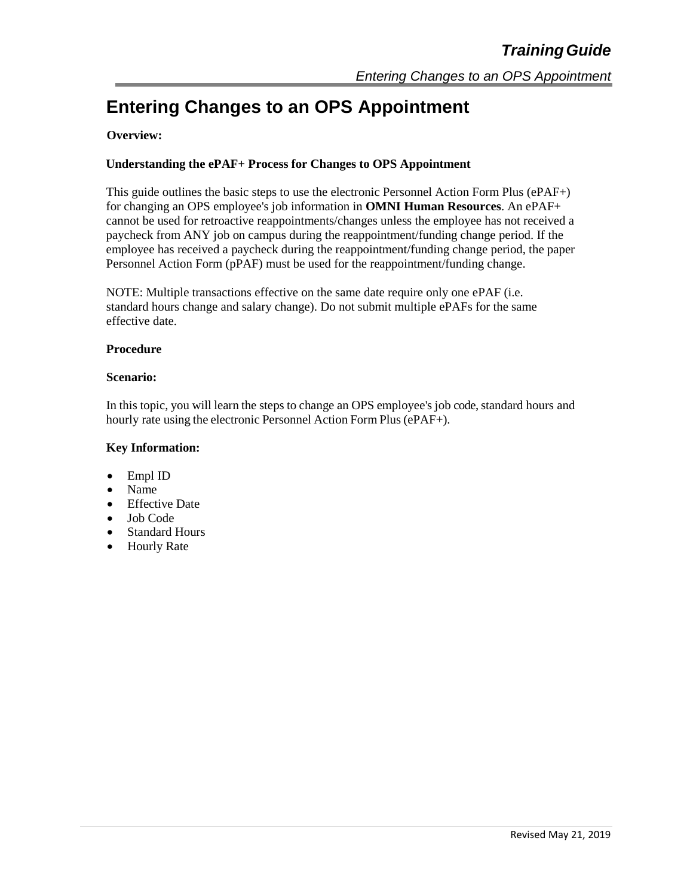# Entering Changes to an OPS Appointment

**Overview:**

**Understanding the ePAF+ Process for Changes to OPS Appointment**

This guide outlines the basic steps to use the electronic Personnel Action Form Plus (ePAF+) for changing an OPS employee's job information in **OMNI Human Resources**. An ePAF+ cannot be used for retroactive reappointments/changes unless the employee has not received a paycheck from ANY job on campus during the reappointment/funding change period. If the employee has received a paycheck during the reappointment/funding change period, the paper Personnel Action Form (pPAF) must be used for the reappointment/funding change.

NOTE: Multiple transactions effective on the same date require only one ePAF (i.e. standard hours change and salary change). Do not submit multiple ePAFs for the same effective date.

**Procedure**

**Scenario:**

In this topic, you will learn the steps to change an OPS employee's job code, standard hours and hourly rate using the electronic Personnel Action Form Plus (ePAF+).

**Key Information:**

- Empl ID
- Name
- Effective Date
- Job Code
- Standard Hours
- Hourly Rate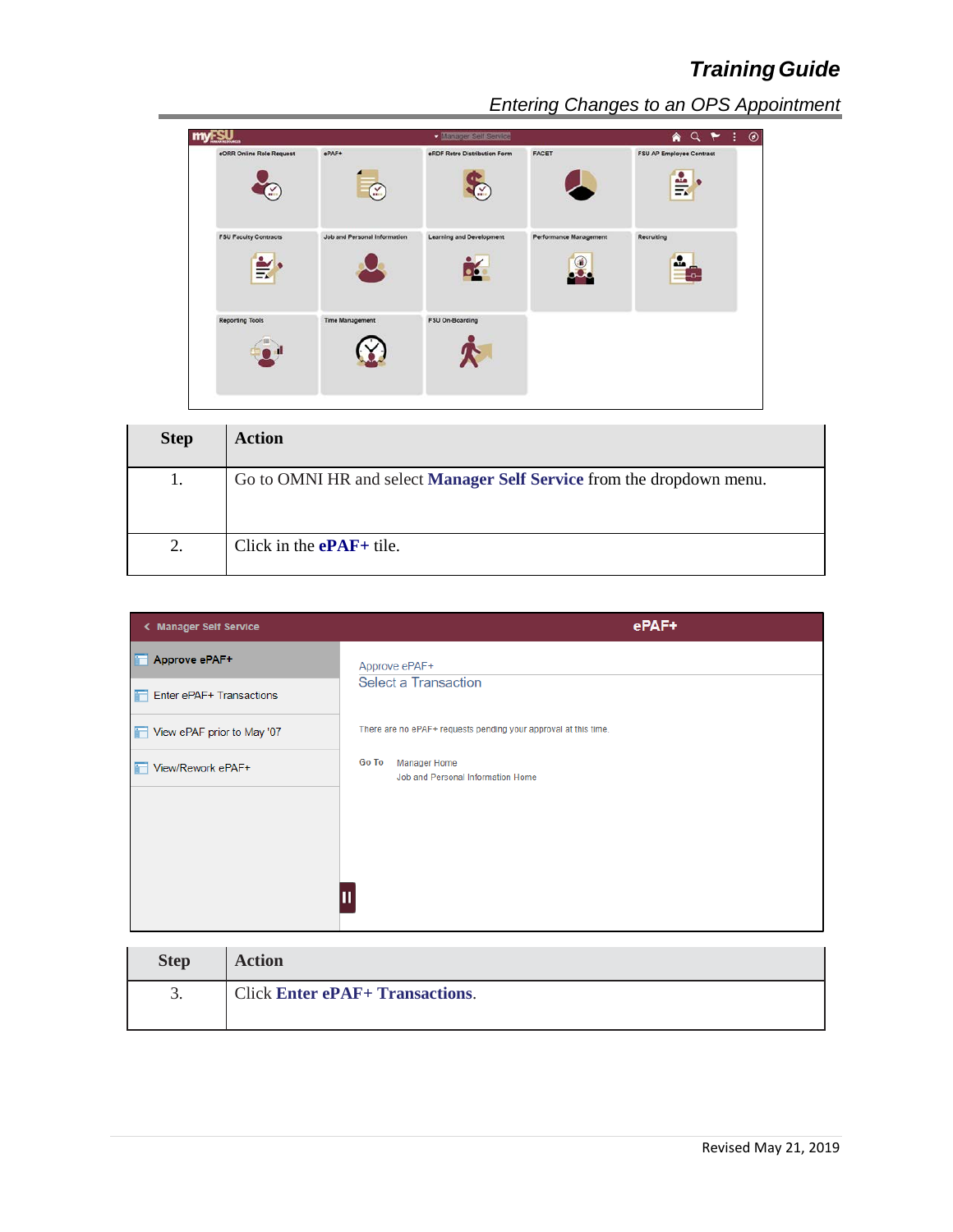| Step | Action |
|---|---|
| 1. | Go to OMNI HR and select **Manager Self Service** from the dropdown menu. |
| 2. | Click in the **ePAF+** tile. |

| Step | Action |
|---|---|
| 3. | Click **Enter ePAF+ Transactions**. |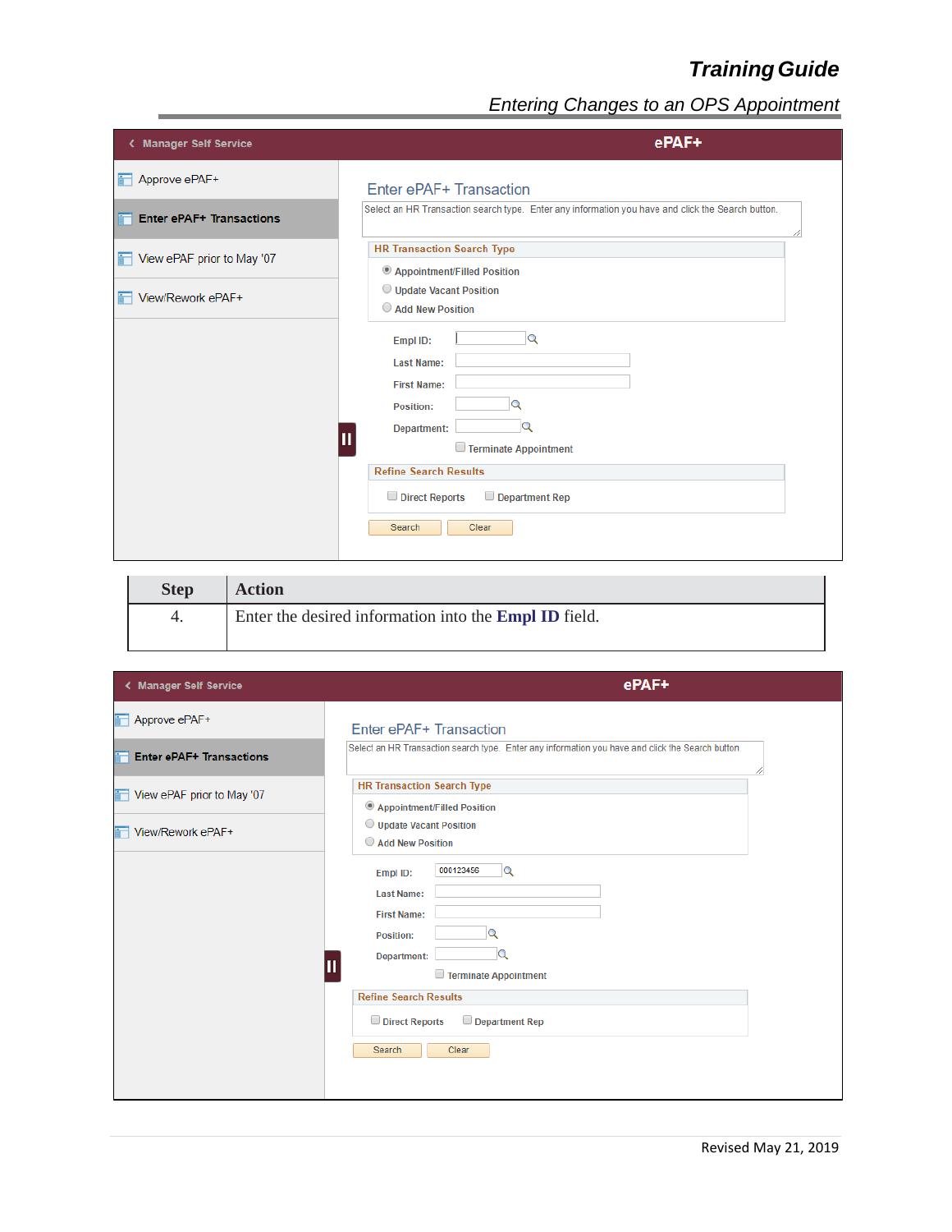| Step | Action |
| --- | --- |
| 4. | Enter the desired information into the **Empl ID** field. |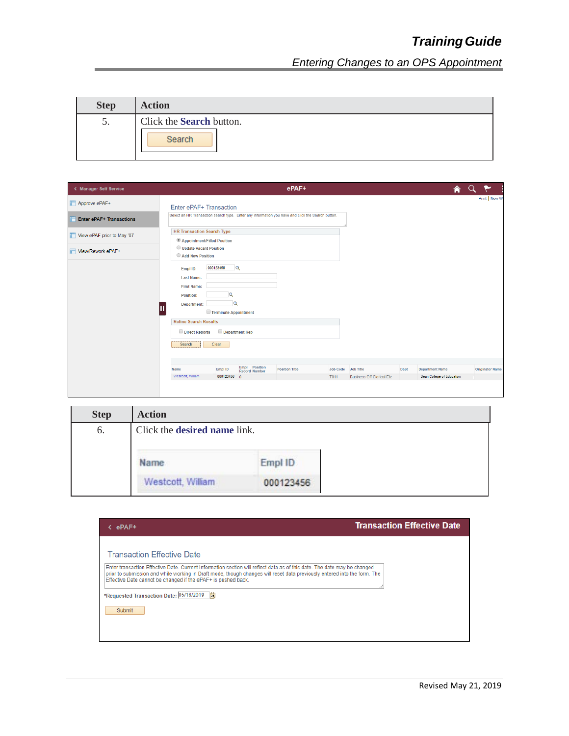| Step | Action |
| --- | --- |
| 5. | Click the **Search** button.<br>Search |

| Step | Action |
| --- | --- |
| 6. | Click the **desired name** link.<br>Name / Empl ID<br>Westcott, William / 000123456 |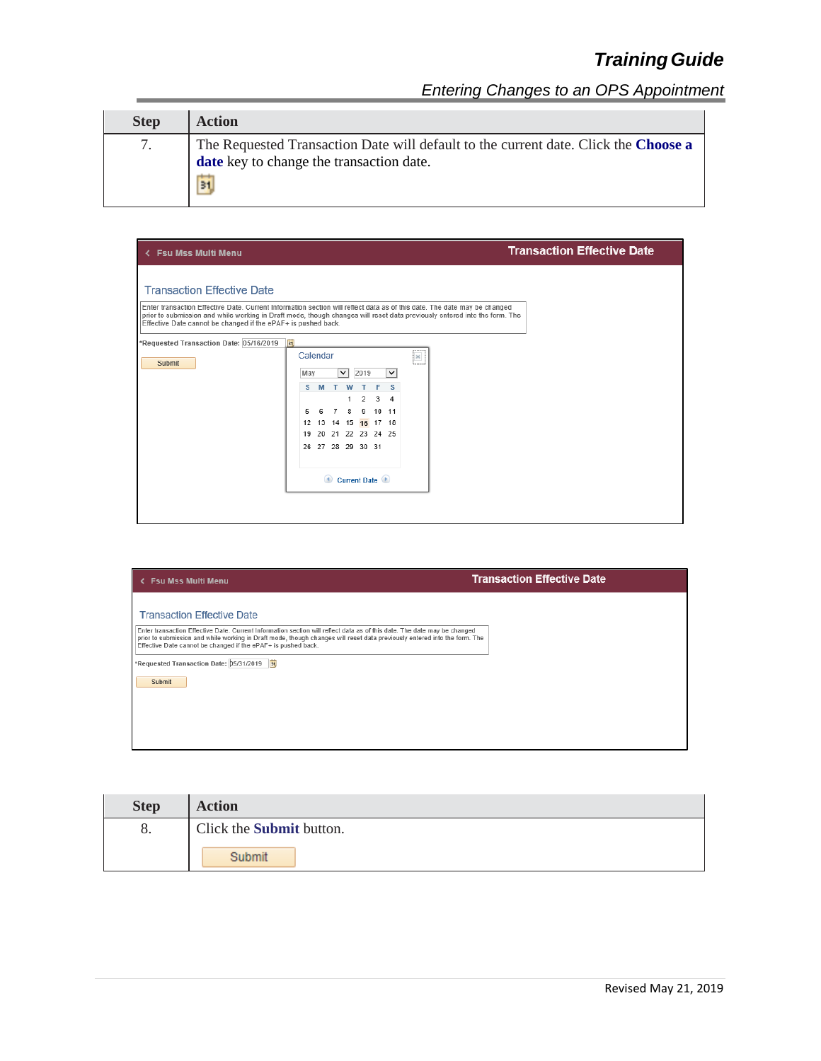| Step | Action |
|---|---|
| 7. | The Requested Transaction Date will default to the current date. Click the **Choose a date** key to change the transaction date. |

| Step | Action |
|---|---|
| 8. | Click the **Submit** button. |

Revised May 21, 2019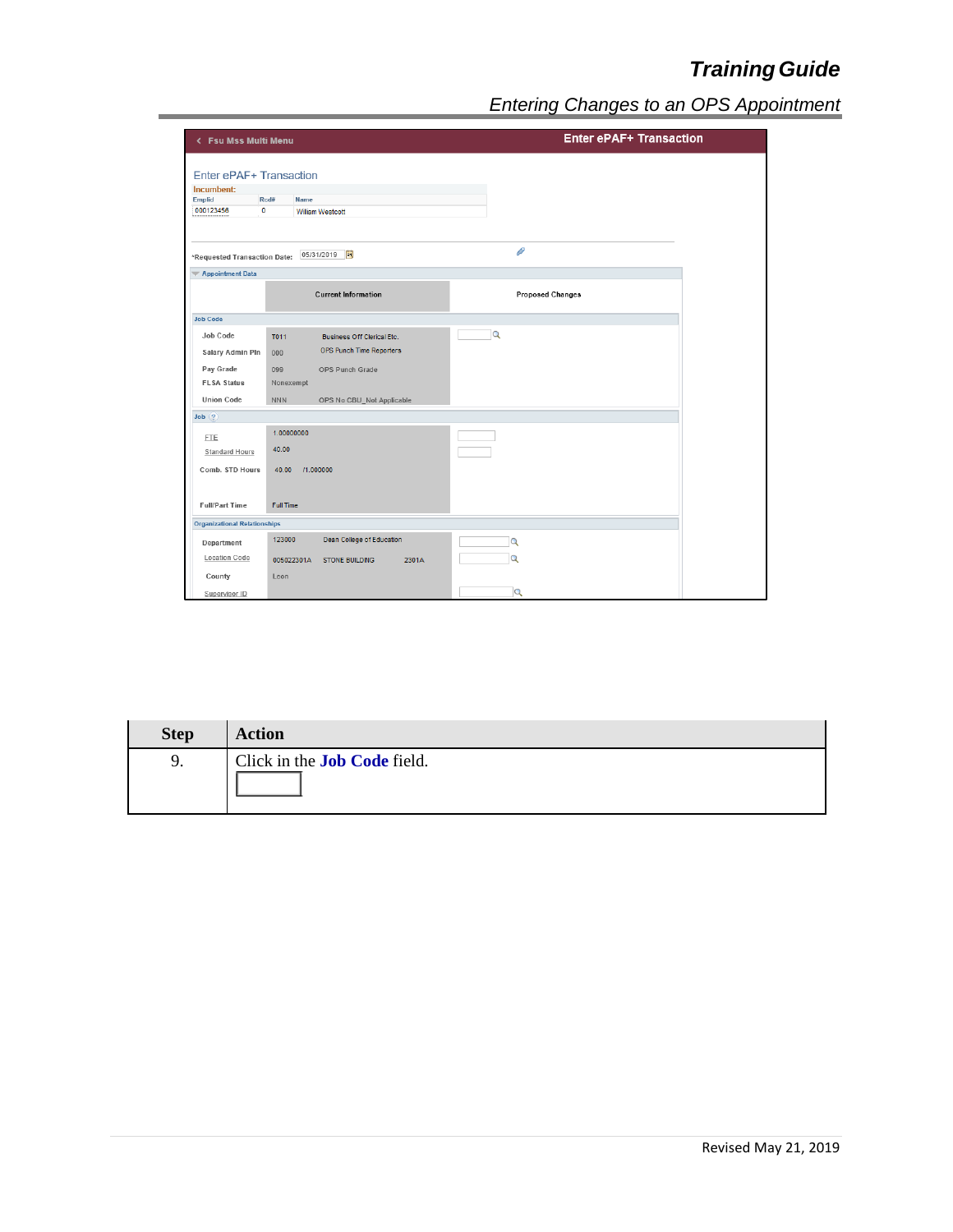| Step | Action |
|---|---|
| 9. | Click in the **Job Code** field. |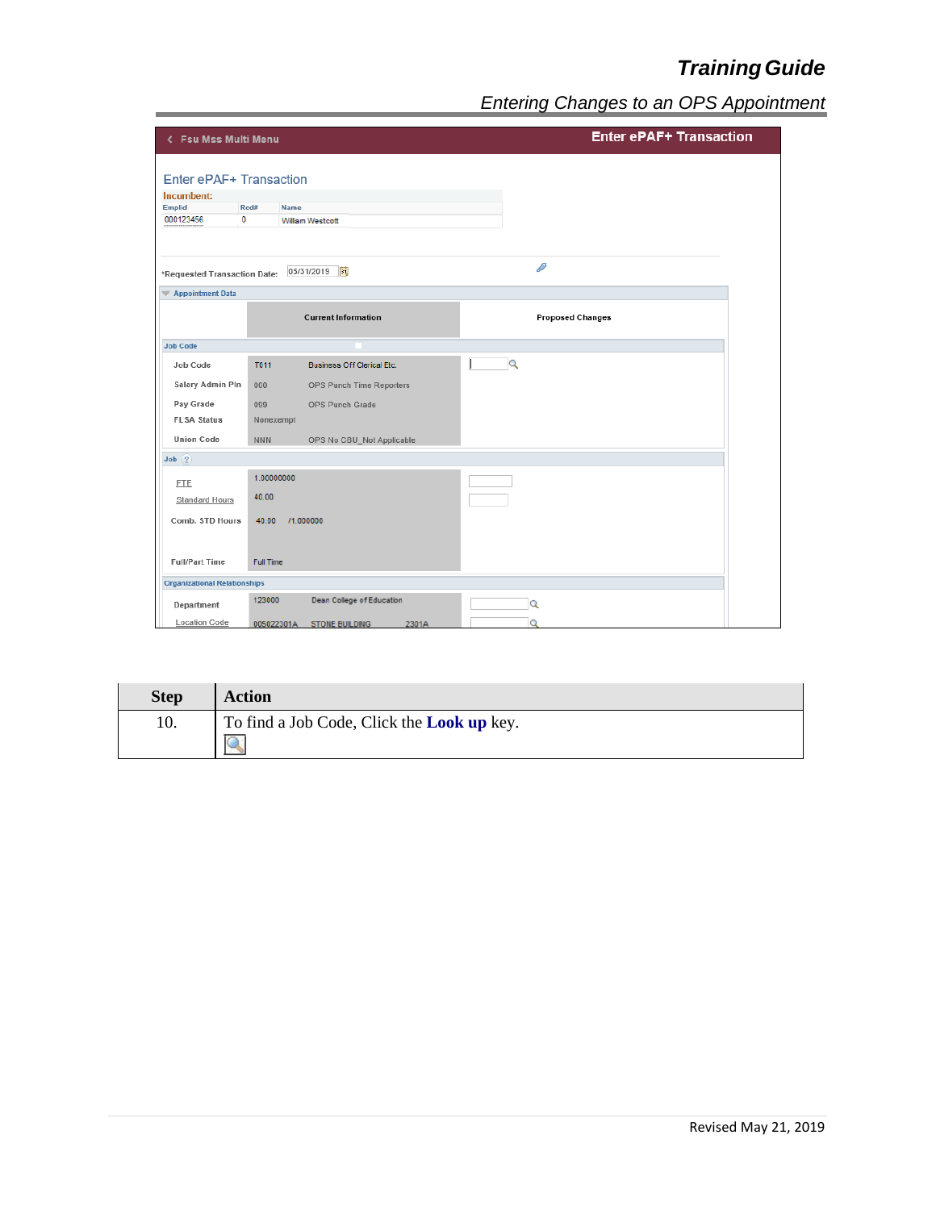| Step | Action |
|---|---|
| 10. | To find a Job Code, Click the **Look up** key. |

Revised May 21, 2019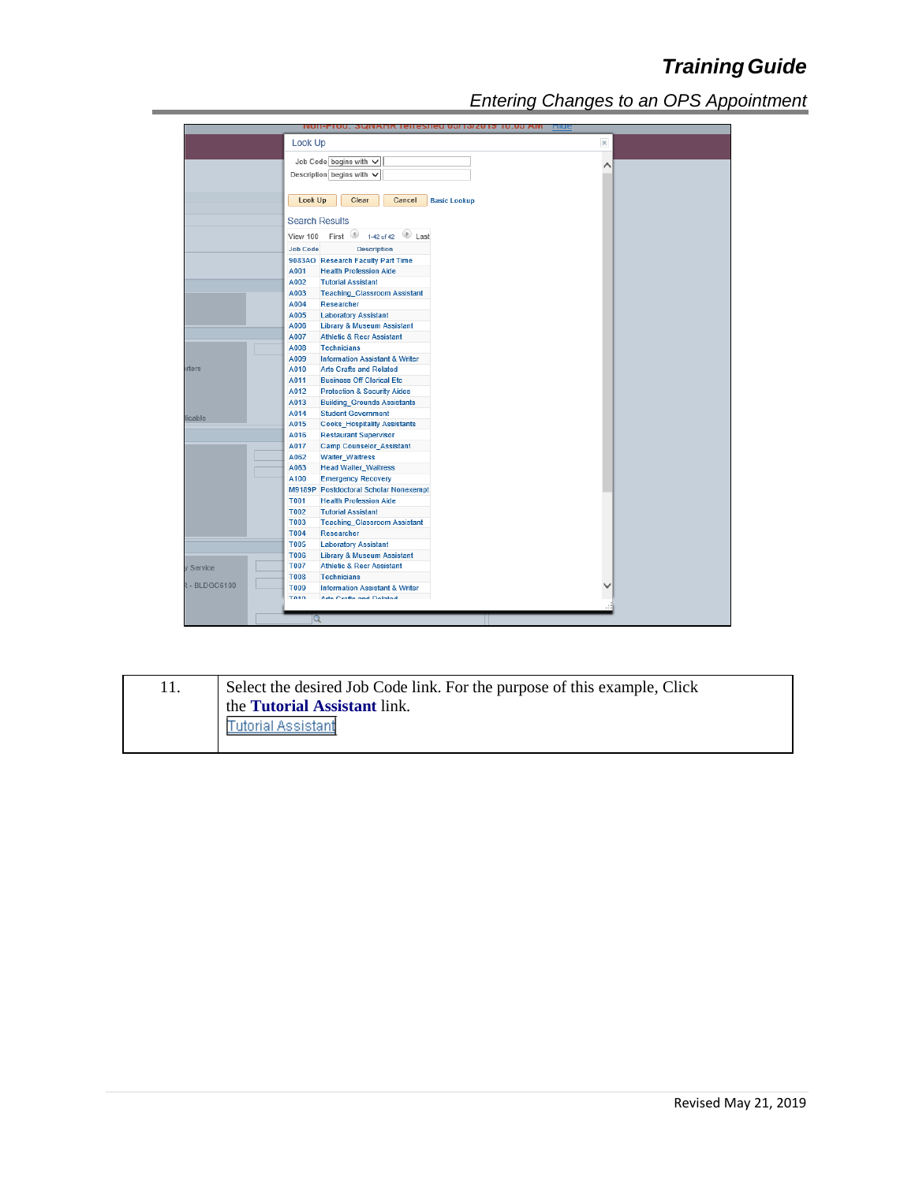Look Up

Job Code begins with

Description begins with

Look Up Clear Cancel Basic Lookup

Search Results

View 100 First 1-42 of 42 Last

| Job Code | Description |
| --- | --- |
| 9083AO | Research Faculty Part Time |
| A001 | Health Profession Aide |
| A002 | Tutorial Assistant |
| A003 | Teaching_Classroom Assistant |
| A004 | Researcher |
| A005 | Laboratory Assistant |
| A006 | Library & Museum Assistant |
| A007 | Athletic & Recr Assistant |
| A008 | Technicians |
| A009 | Information Assistant & Writer |
| A010 | Arts Crafts and Related |
| A011 | Business Off Clerical Etc |
| A012 | Protection & Security Aides |
| A013 | Building_Grounds Assistants |
| A014 | Student Government |
| A015 | Cooks_Hospitality Assistants |
| A016 | Restaurant Supervisor |
| A017 | Camp Counselor_Assistant |
| A062 | Waiter_Waitress |
| A063 | Head Waiter_Waitress |
| A100 | Emergency Recovery |
| M9189P | Postdoctoral Scholar Nonexempt |
| T001 | Health Profession Aide |
| T002 | Tutorial Assistant |
| T003 | Teaching_Classroom Assistant |
| T004 | Researcher |
| T005 | Laboratory Assistant |
| T006 | Library & Museum Assistant |
| T007 | Athletic & Recr Assistant |
| T008 | Technicians |
| T009 | Information Assistant & Writer |

| | |
| --- | --- |
| 11. | Select the desired Job Code link. For the purpose of this example, Click the **Tutorial Assistant** link.<br>Tutorial Assistant |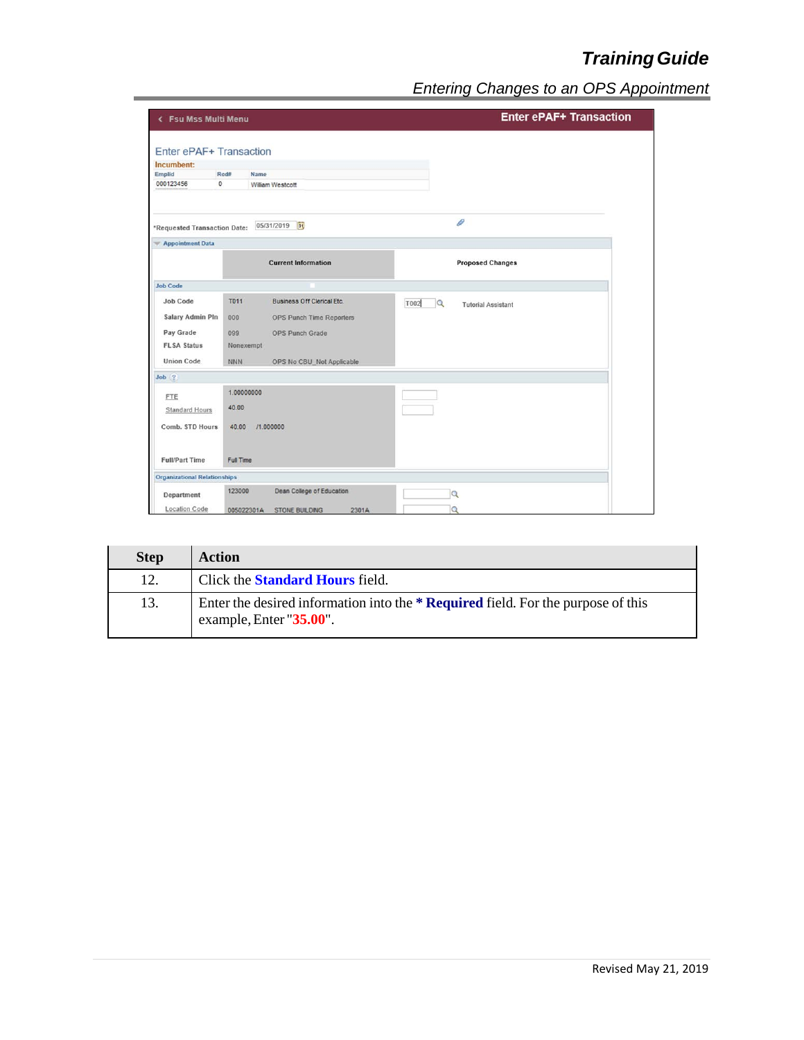| Step | Action |
|---|---|
| 12. | Click the **Standard Hours** field. |
| 13. | Enter the desired information into the **\* Required** field. For the purpose of this example, Enter "**35.00**". |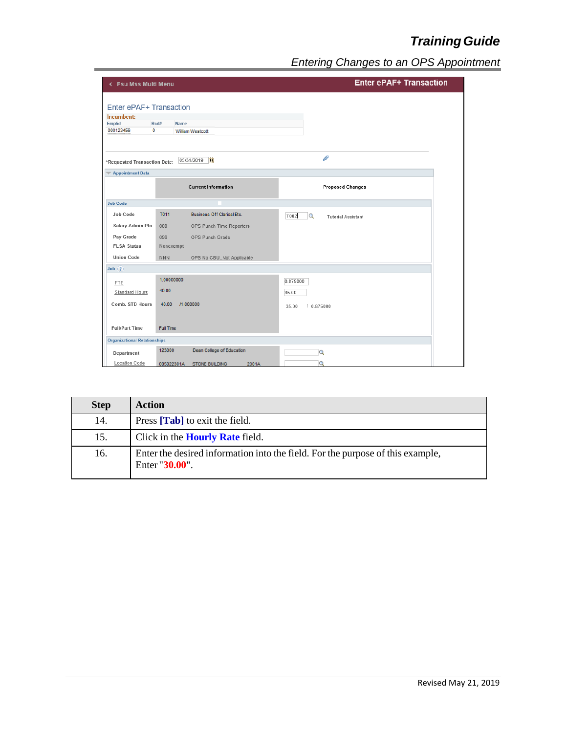| Step | Action |
| --- | --- |
| 14. | Press **[Tab]** to exit the field. |
| 15. | Click in the **Hourly Rate** field. |
| 16. | Enter the desired information into the field. For the purpose of this example, Enter "**30.00**". |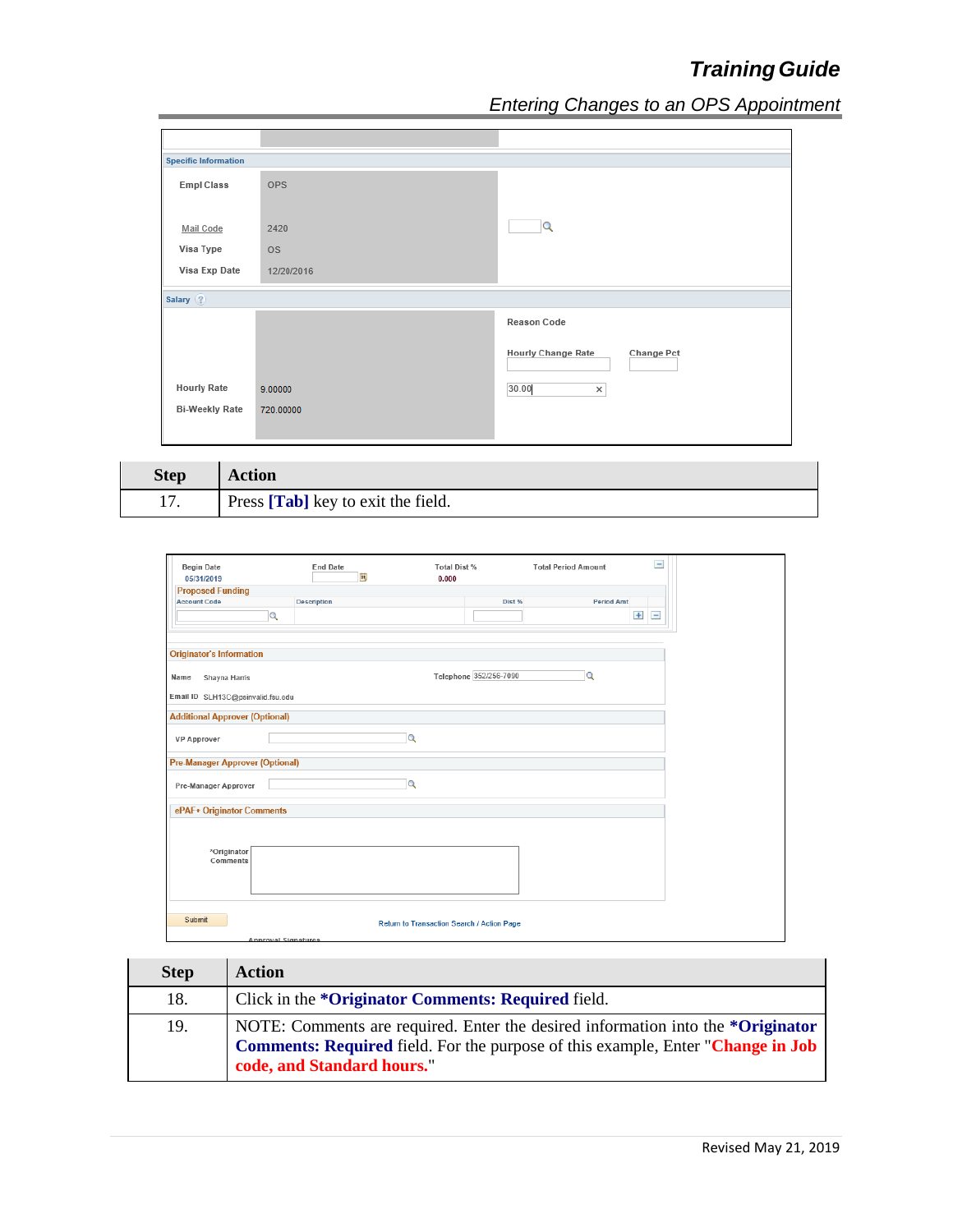| Step | Action |
|---|---|
| 17. | Press **[Tab]** key to exit the field. |

| Step | Action |
|---|---|
| 18. | Click in the ***Originator Comments: Required** field. |
| 19. | NOTE: Comments are required. Enter the desired information into the ***Originator Comments: Required** field. For the purpose of this example, Enter "**Change in Job code, and Standard hours.**" |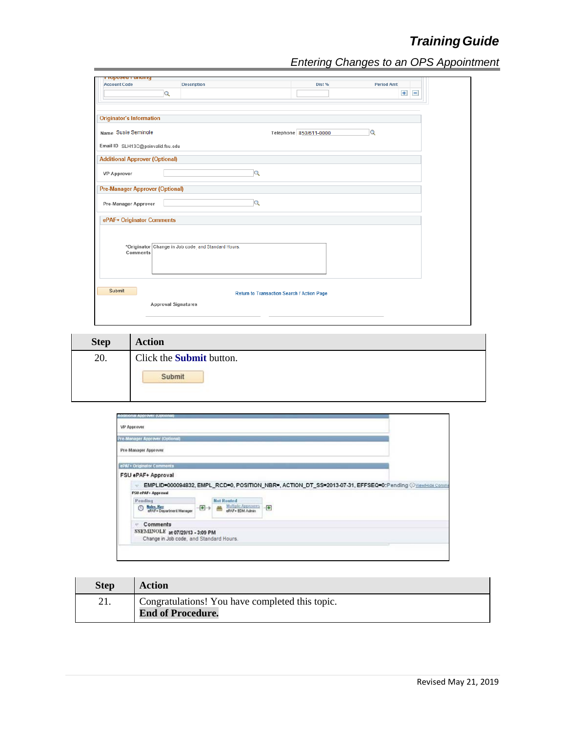| Step | Action |
|---|---|
| 20. | Click the **Submit** button. |

| Step | Action |
|---|---|
| 21. | Congratulations! You have completed this topic.<br>**End of Procedure.** |

Revised May 21, 2019